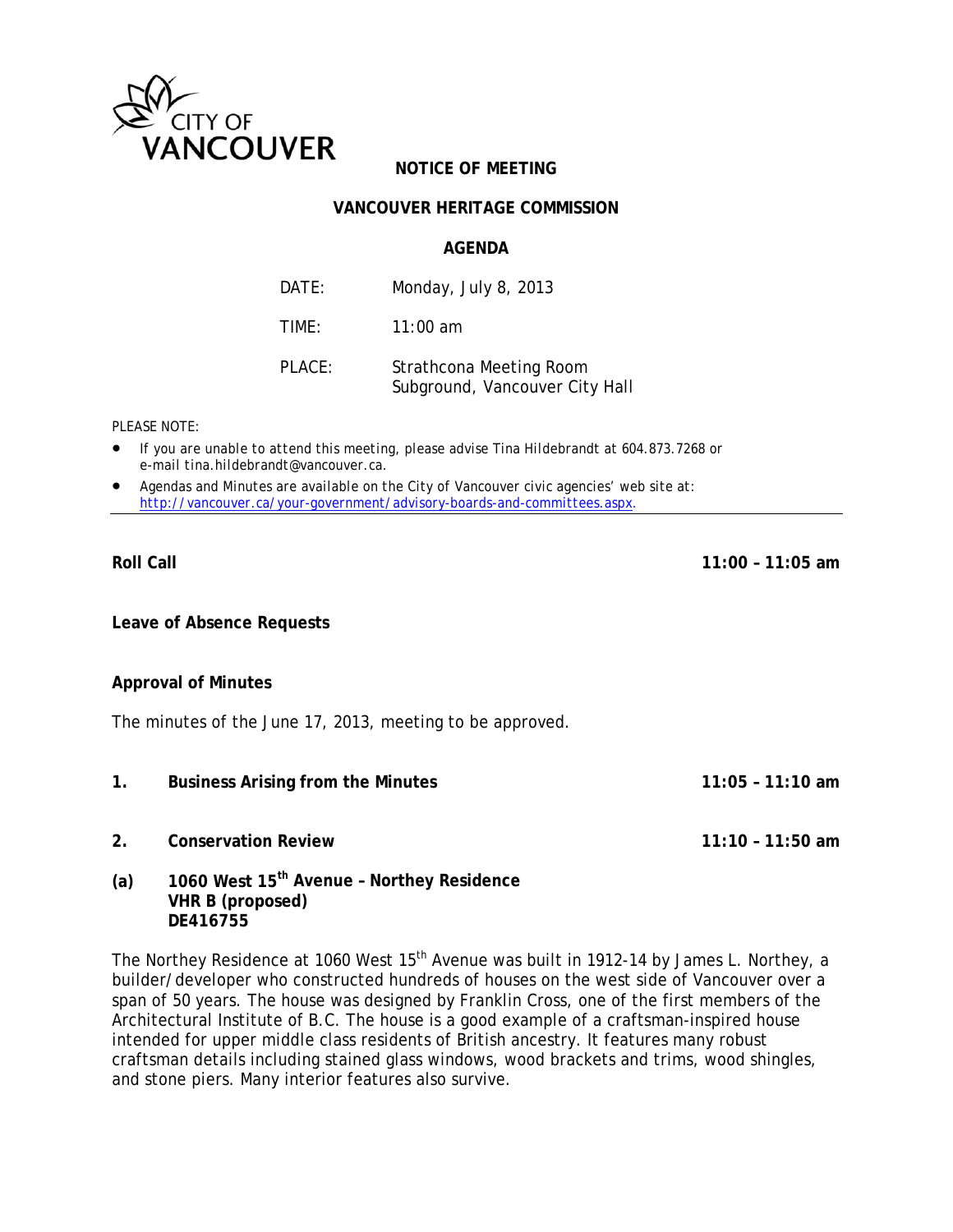CITY OF VANCOUVER

# NOTICE OF MEETING

## VANCOUVER HERITAGE COMMISSION

### AGENDA

| | |
|---|---|
| DATE: | Monday, July 8, 2013 |
| TIME: | 11:00 am |
| PLACE: | Strathcona Meeting Room<br>Subground, Vancouver City Hall |

PLEASE NOTE:

- If you are unable to attend this meeting, please advise Tina Hildebrandt at 604.873.7268 or e-mail tina.hildebrandt@vancouver.ca.
- Agendas and Minutes are available on the City of Vancouver civic agencies' web site at: http://vancouver.ca/your-government/advisory-boards-and-committees.aspx.

---

**Roll Call** **11:00 – 11:05 am**

**Leave of Absence Requests**

**Approval of Minutes**

The minutes of the June 17, 2013, meeting to be approved.

**1. Business Arising from the Minutes** **11:05 – 11:10 am**

**2. Conservation Review** **11:10 – 11:50 am**

**(a) 1060 West 15th Avenue – Northey Residence**
**VHR B (proposed)**
**DE416755**

The Northey Residence at 1060 West 15th Avenue was built in 1912-14 by James L. Northey, a builder/developer who constructed hundreds of houses on the west side of Vancouver over a span of 50 years. The house was designed by Franklin Cross, one of the first members of the Architectural Institute of B.C. The house is a good example of a craftsman-inspired house intended for upper middle class residents of British ancestry. It features many robust craftsman details including stained glass windows, wood brackets and trims, wood shingles, and stone piers. Many interior features also survive.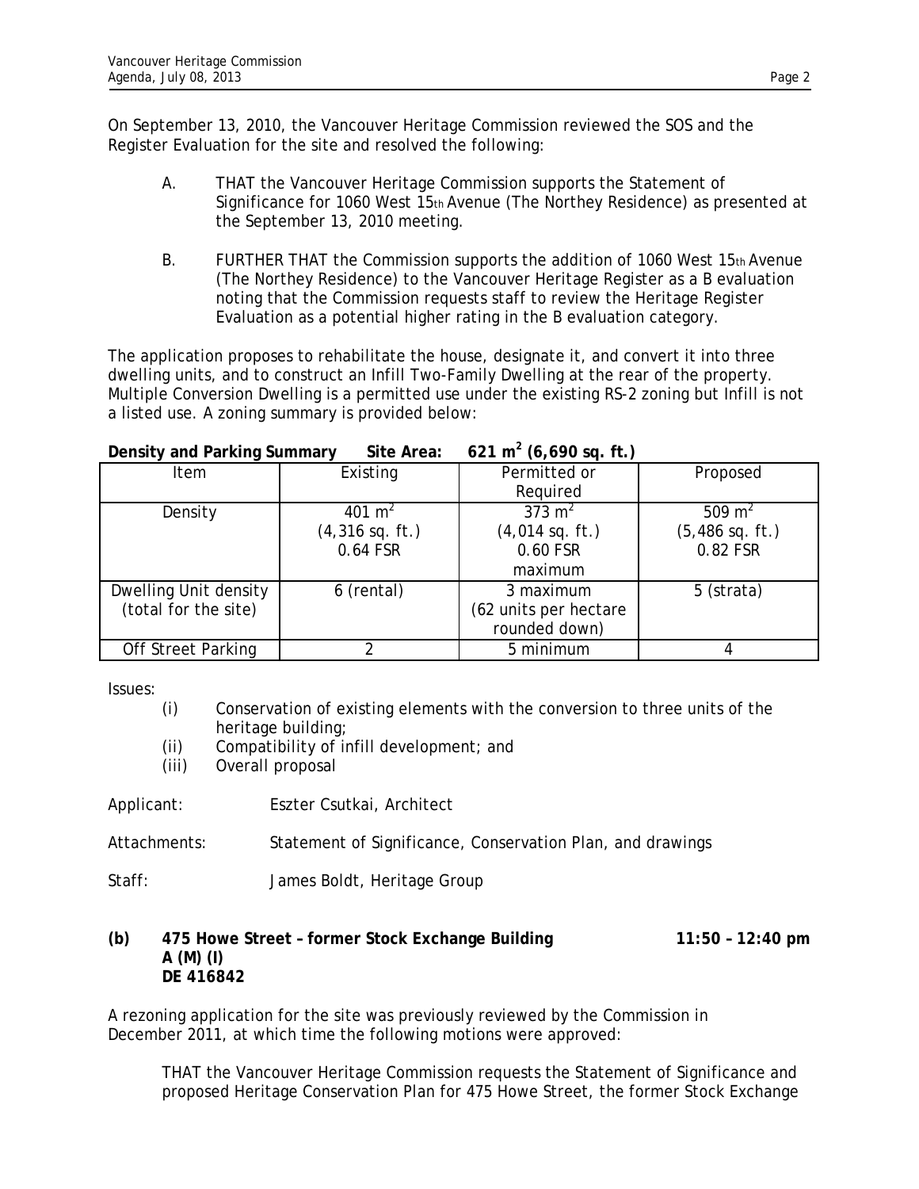On September 13, 2010, the Vancouver Heritage Commission reviewed the SOS and the Register Evaluation for the site and resolved the following:

A. THAT the Vancouver Heritage Commission supports the Statement of Significance for 1060 West 15th Avenue (The Northey Residence) as presented at the September 13, 2010 meeting.

B. FURTHER THAT the Commission supports the addition of 1060 West 15th Avenue (The Northey Residence) to the Vancouver Heritage Register as a B evaluation noting that the Commission requests staff to review the Heritage Register Evaluation as a potential higher rating in the B evaluation category.

The application proposes to rehabilitate the house, designate it, and convert it into three dwelling units, and to construct an Infill Two-Family Dwelling at the rear of the property. Multiple Conversion Dwelling is a permitted use under the existing RS-2 zoning but Infill is not a listed use. A zoning summary is provided below:

**Density and Parking Summary  Site Area: 621 m$^2$ (6,690 sq. ft.)**

| Item | Existing | Permitted or Required | Proposed |
|---|---|---|---|
| Density | 401 m$^2$ (4,316 sq. ft.) 0.64 FSR | 373 m$^2$ (4,014 sq. ft.) 0.60 FSR maximum | 509 m$^2$ (5,486 sq. ft.) 0.82 FSR |
| Dwelling Unit density (total for the site) | 6 (rental) | 3 maximum (62 units per hectare rounded down) | 5 (strata) |
| Off Street Parking | 2 | 5 minimum | 4 |

Issues:

(i) Conservation of existing elements with the conversion to three units of the heritage building;
(ii) Compatibility of infill development; and
(iii) Overall proposal

Applicant: Eszter Csutkai, Architect

Attachments: Statement of Significance, Conservation Plan, and drawings

Staff: James Boldt, Heritage Group

**(b) 475 Howe Street – former Stock Exchange Building  11:50 – 12:40 pm**
**A (M) (I)**
**DE 416842**

A rezoning application for the site was previously reviewed by the Commission in December 2011, at which time the following motions were approved:

THAT the Vancouver Heritage Commission requests the Statement of Significance and proposed Heritage Conservation Plan for 475 Howe Street, the former Stock Exchange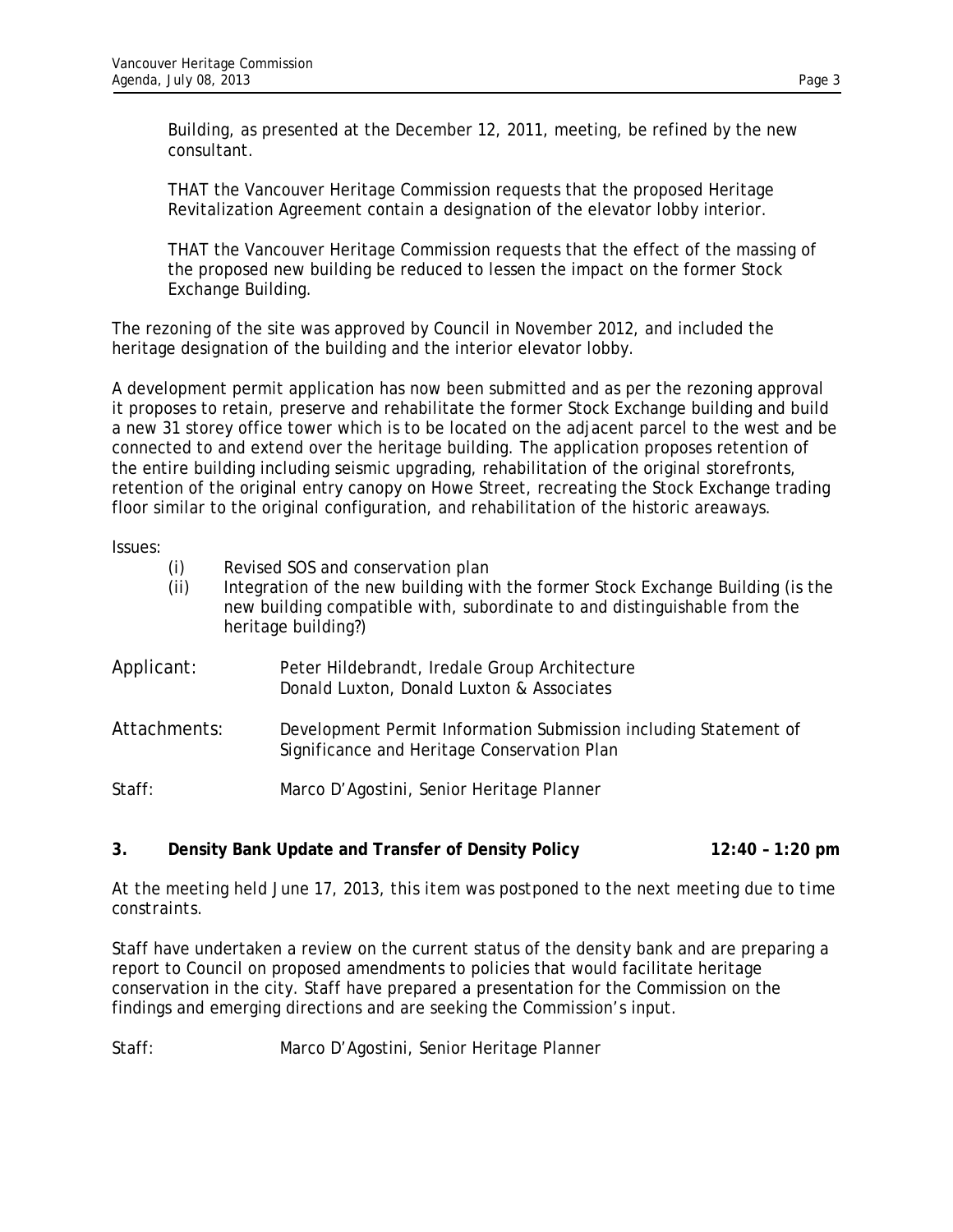Building, as presented at the December 12, 2011, meeting, be refined by the new consultant.

THAT the Vancouver Heritage Commission requests that the proposed Heritage Revitalization Agreement contain a designation of the elevator lobby interior.

THAT the Vancouver Heritage Commission requests that the effect of the massing of the proposed new building be reduced to lessen the impact on the former Stock Exchange Building.

The rezoning of the site was approved by Council in November 2012, and included the heritage designation of the building and the interior elevator lobby.

A development permit application has now been submitted and as per the rezoning approval it proposes to retain, preserve and rehabilitate the former Stock Exchange building and build a new 31 storey office tower which is to be located on the adjacent parcel to the west and be connected to and extend over the heritage building. The application proposes retention of the entire building including seismic upgrading, rehabilitation of the original storefronts, retention of the original entry canopy on Howe Street, recreating the Stock Exchange trading floor similar to the original configuration, and rehabilitation of the historic areaways.

Issues:

- (i) Revised SOS and conservation plan
- (ii) Integration of the new building with the former Stock Exchange Building (is the new building compatible with, subordinate to and distinguishable from the heritage building?)

Applicant: Peter Hildebrandt, Iredale Group Architecture
Donald Luxton, Donald Luxton & Associates

Attachments: Development Permit Information Submission including Statement of Significance and Heritage Conservation Plan

Staff: Marco D'Agostini, Senior Heritage Planner

**3. Density Bank Update and Transfer of Density Policy 12:40 – 1:20 pm**

*At the meeting held June 17, 2013, this item was postponed to the next meeting due to time constraints.*

Staff have undertaken a review on the current status of the density bank and are preparing a report to Council on proposed amendments to policies that would facilitate heritage conservation in the city. Staff have prepared a presentation for the Commission on the findings and emerging directions and are seeking the Commission's input.

Staff: Marco D'Agostini, Senior Heritage Planner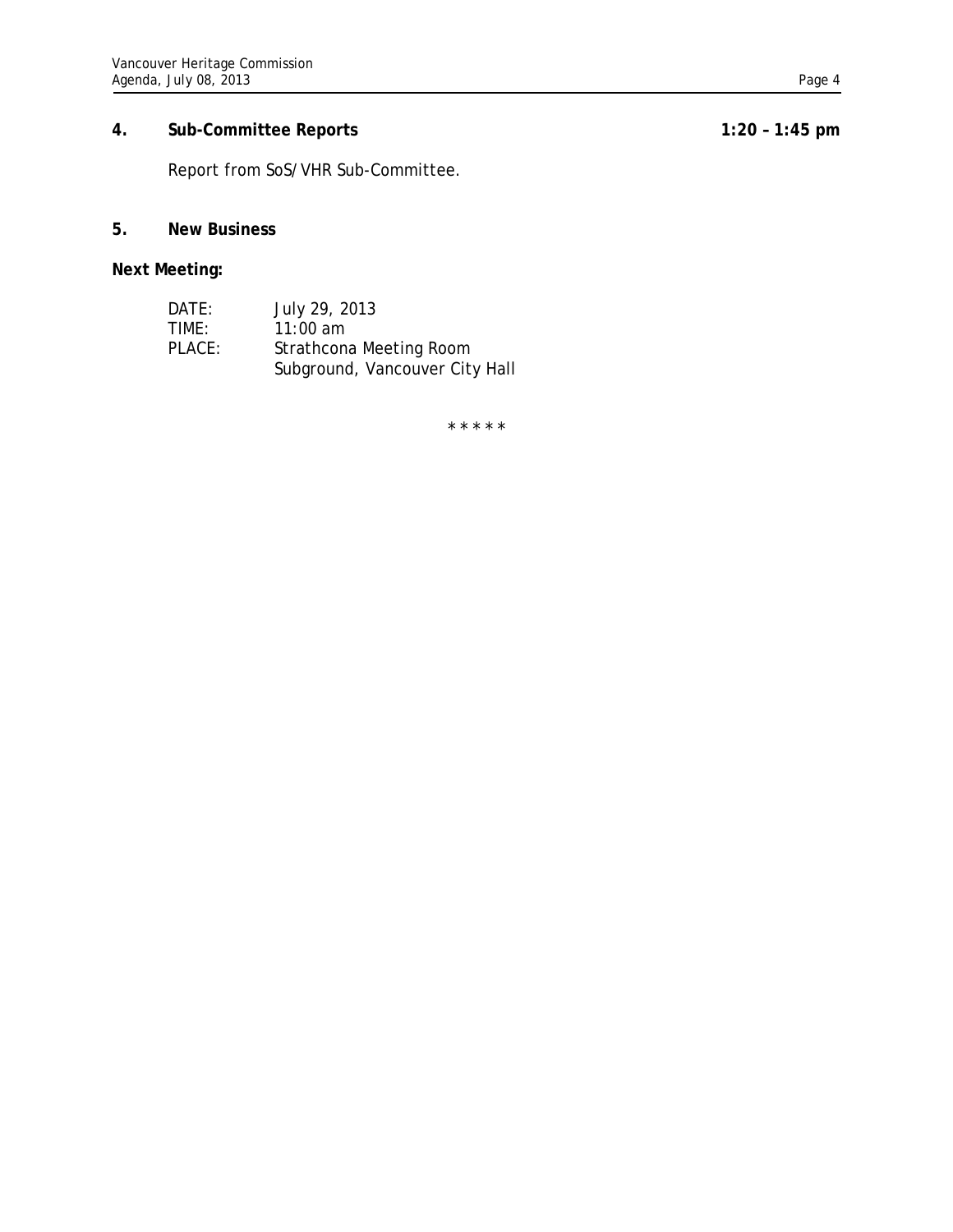## 4. Sub-Committee Reports 1:20 – 1:45 pm

Report from SoS/VHR Sub-Committee.

## 5. New Business

**Next Meeting:**

| | |
|---|---|
| DATE: | July 29, 2013 |
| TIME: | 11:00 am |
| PLACE: | Strathcona Meeting Room<br>Subground, Vancouver City Hall |

* * * * *